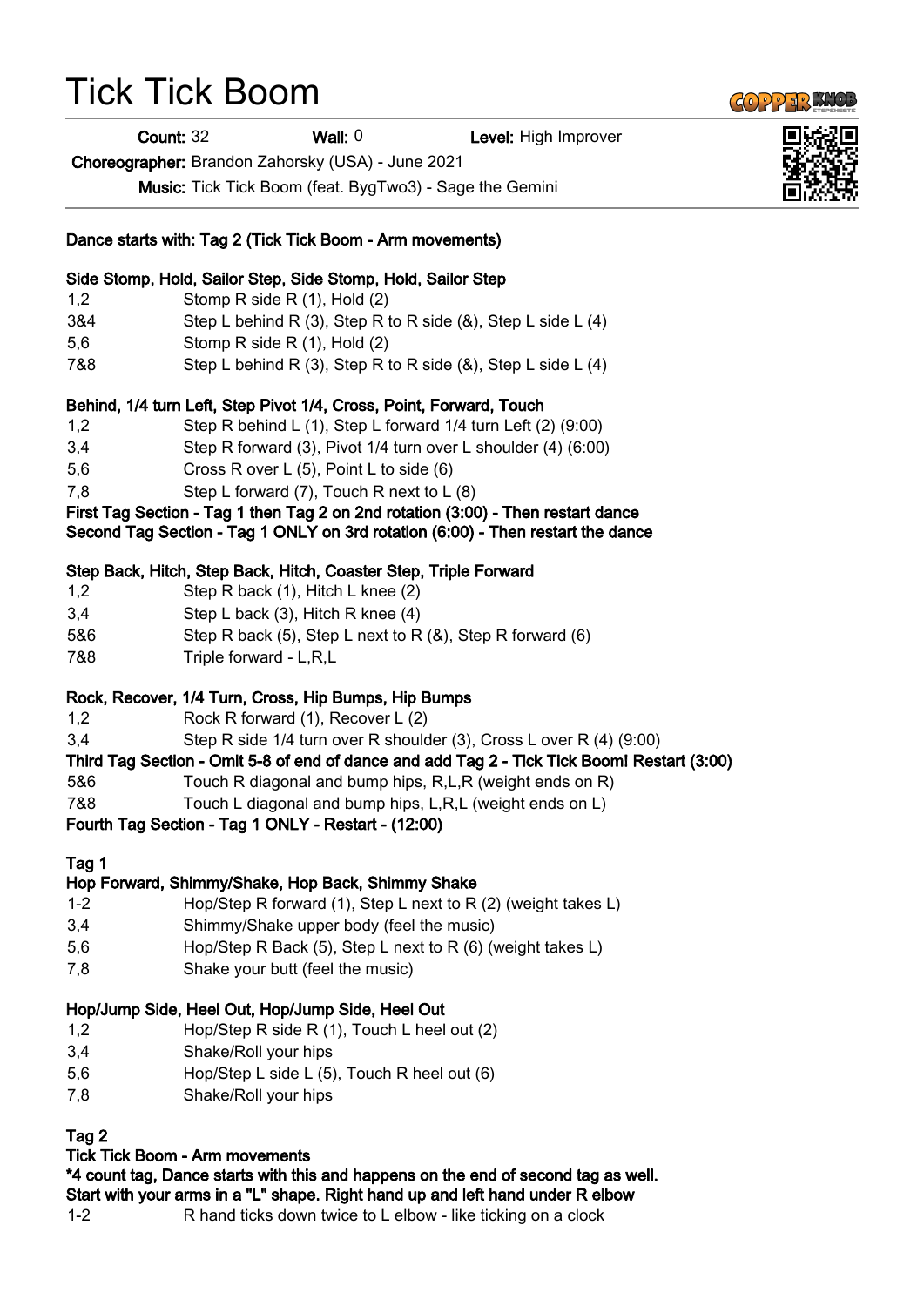# Tick Tick Boom

**Count:** 32 **Wall:** 0 **Level:** High Improver

**Choreographer:** Brandon Zahorsky (USA) - June 2021

**Music:** Tick Tick Boom (feat. BygTwo3) - Sage the Gemini

**Dance starts with: Tag 2 (Tick Tick Boom - Arm movements)**

**Side Stomp, Hold, Sailor Step, Side Stomp, Hold, Sailor Step**

| | |
|---|---|
| 1,2 | Stomp R side R (1), Hold (2) |
| 3&4 | Step L behind R (3), Step R to R side (&), Step L side L (4) |
| 5,6 | Stomp R side R (1), Hold (2) |
| 7&8 | Step L behind R (3), Step R to R side (&), Step L side L (4) |

**Behind, 1/4 turn Left, Step Pivot 1/4, Cross, Point, Forward, Touch**

| | |
|---|---|
| 1,2 | Step R behind L (1), Step L forward 1/4 turn Left (2) (9:00) |
| 3,4 | Step R forward (3), Pivot 1/4 turn over L shoulder (4) (6:00) |
| 5,6 | Cross R over L (5), Point L to side (6) |
| 7,8 | Step L forward (7), Touch R next to L (8) |

**First Tag Section - Tag 1 then Tag 2 on 2nd rotation (3:00) - Then restart dance**
**Second Tag Section - Tag 1 ONLY on 3rd rotation (6:00) - Then restart the dance**

**Step Back, Hitch, Step Back, Hitch, Coaster Step, Triple Forward**

| | |
|---|---|
| 1,2 | Step R back (1), Hitch L knee (2) |
| 3,4 | Step L back (3), Hitch R knee (4) |
| 5&6 | Step R back (5), Step L next to R (&), Step R forward (6) |
| 7&8 | Triple forward - L,R,L |

**Rock, Recover, 1/4 Turn, Cross, Hip Bumps, Hip Bumps**

| | |
|---|---|
| 1,2 | Rock R forward (1), Recover L (2) |
| 3,4 | Step R side 1/4 turn over R shoulder (3), Cross L over R (4) (9:00) |

**Third Tag Section - Omit 5-8 of end of dance and add Tag 2 - Tick Tick Boom! Restart (3:00)**

| | |
|---|---|
| 5&6 | Touch R diagonal and bump hips, R,L,R (weight ends on R) |
| 7&8 | Touch L diagonal and bump hips, L,R,L (weight ends on L) |

**Fourth Tag Section - Tag 1 ONLY - Restart - (12:00)**

**Tag 1**

**Hop Forward, Shimmy/Shake, Hop Back, Shimmy Shake**

| | |
|---|---|
| 1-2 | Hop/Step R forward (1), Step L next to R (2) (weight takes L) |
| 3,4 | Shimmy/Shake upper body (feel the music) |
| 5,6 | Hop/Step R Back (5), Step L next to R (6) (weight takes L) |
| 7,8 | Shake your butt (feel the music) |

**Hop/Jump Side, Heel Out, Hop/Jump Side, Heel Out**

| | |
|---|---|
| 1,2 | Hop/Step R side R (1), Touch L heel out (2) |
| 3,4 | Shake/Roll your hips |
| 5,6 | Hop/Step L side L (5), Touch R heel out (6) |
| 7,8 | Shake/Roll your hips |

**Tag 2**

**Tick Tick Boom - Arm movements**

**\*4 count tag, Dance starts with this and happens on the end of second tag as well.**
**Start with your arms in a "L" shape. Right hand up and left hand under R elbow**

| | |
|---|---|
| 1-2 | R hand ticks down twice to L elbow - like ticking on a clock |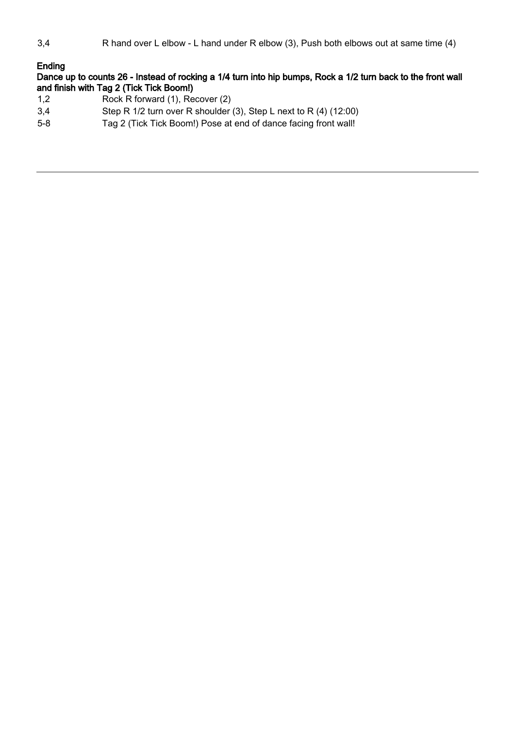3,4 R hand over L elbow - L hand under R elbow (3), Push both elbows out at same time (4)

**Ending**

**Dance up to counts 26 - Instead of rocking a 1/4 turn into hip bumps, Rock a 1/2 turn back to the front wall and finish with Tag 2 (Tick Tick Boom!)**

1,2 Rock R forward (1), Recover (2)

3,4 Step R 1/2 turn over R shoulder (3), Step L next to R (4) (12:00)

5-8 Tag 2 (Tick Tick Boom!) Pose at end of dance facing front wall!

---